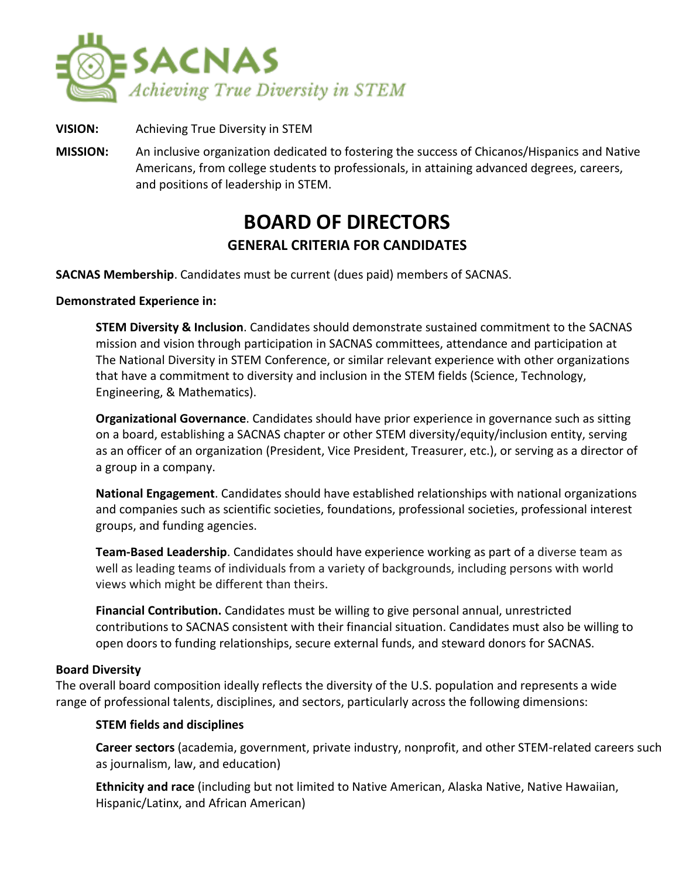SACNAS
*Achieving True Diversity in STEM*

**VISION:** Achieving True Diversity in STEM

**MISSION:** An inclusive organization dedicated to fostering the success of Chicanos/Hispanics and Native Americans, from college students to professionals, in attaining advanced degrees, careers, and positions of leadership in STEM.

# BOARD OF DIRECTORS

## GENERAL CRITERIA FOR CANDIDATES

**SACNAS Membership**. Candidates must be current (dues paid) members of SACNAS.

**Demonstrated Experience in:**

**STEM Diversity & Inclusion**. Candidates should demonstrate sustained commitment to the SACNAS mission and vision through participation in SACNAS committees, attendance and participation at The National Diversity in STEM Conference, or similar relevant experience with other organizations that have a commitment to diversity and inclusion in the STEM fields (Science, Technology, Engineering, & Mathematics).

**Organizational Governance**. Candidates should have prior experience in governance such as sitting on a board, establishing a SACNAS chapter or other STEM diversity/equity/inclusion entity, serving as an officer of an organization (President, Vice President, Treasurer, etc.), or serving as a director of a group in a company.

**National Engagement**. Candidates should have established relationships with national organizations and companies such as scientific societies, foundations, professional societies, professional interest groups, and funding agencies.

**Team-Based Leadership**. Candidates should have experience working as part of a diverse team as well as leading teams of individuals from a variety of backgrounds, including persons with world views which might be different than theirs.

**Financial Contribution.** Candidates must be willing to give personal annual, unrestricted contributions to SACNAS consistent with their financial situation. Candidates must also be willing to open doors to funding relationships, secure external funds, and steward donors for SACNAS.

**Board Diversity**

The overall board composition ideally reflects the diversity of the U.S. population and represents a wide range of professional talents, disciplines, and sectors, particularly across the following dimensions:

**STEM fields and disciplines**

**Career sectors** (academia, government, private industry, nonprofit, and other STEM-related careers such as journalism, law, and education)

**Ethnicity and race** (including but not limited to Native American, Alaska Native, Native Hawaiian, Hispanic/Latinx, and African American)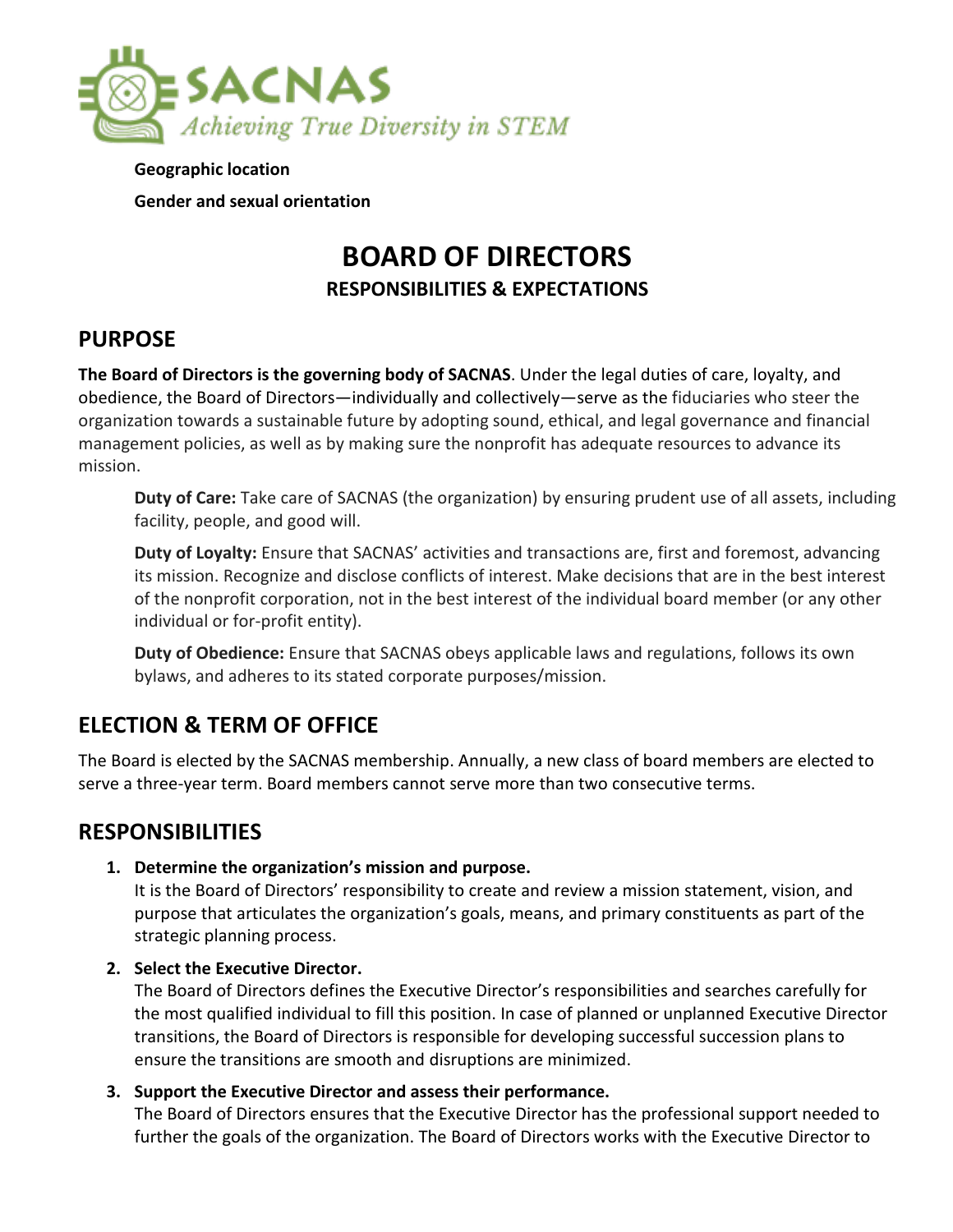**Geographic location**

**Gender and sexual orientation**

# BOARD OF DIRECTORS

### RESPONSIBILITIES & EXPECTATIONS

## PURPOSE

**The Board of Directors is the governing body of SACNAS**. Under the legal duties of care, loyalty, and obedience, the Board of Directors—individually and collectively—serve as the fiduciaries who steer the organization towards a sustainable future by adopting sound, ethical, and legal governance and financial management policies, as well as by making sure the nonprofit has adequate resources to advance its mission.

**Duty of Care:** Take care of SACNAS (the organization) by ensuring prudent use of all assets, including facility, people, and good will.

**Duty of Loyalty:** Ensure that SACNAS' activities and transactions are, first and foremost, advancing its mission. Recognize and disclose conflicts of interest. Make decisions that are in the best interest of the nonprofit corporation, not in the best interest of the individual board member (or any other individual or for-profit entity).

**Duty of Obedience:** Ensure that SACNAS obeys applicable laws and regulations, follows its own bylaws, and adheres to its stated corporate purposes/mission.

## ELECTION & TERM OF OFFICE

The Board is elected by the SACNAS membership. Annually, a new class of board members are elected to serve a three-year term. Board members cannot serve more than two consecutive terms.

## RESPONSIBILITIES

1. **Determine the organization's mission and purpose.**
   It is the Board of Directors' responsibility to create and review a mission statement, vision, and purpose that articulates the organization's goals, means, and primary constituents as part of the strategic planning process.

2. **Select the Executive Director.**
   The Board of Directors defines the Executive Director's responsibilities and searches carefully for the most qualified individual to fill this position. In case of planned or unplanned Executive Director transitions, the Board of Directors is responsible for developing successful succession plans to ensure the transitions are smooth and disruptions are minimized.

3. **Support the Executive Director and assess their performance.**
   The Board of Directors ensures that the Executive Director has the professional support needed to further the goals of the organization. The Board of Directors works with the Executive Director to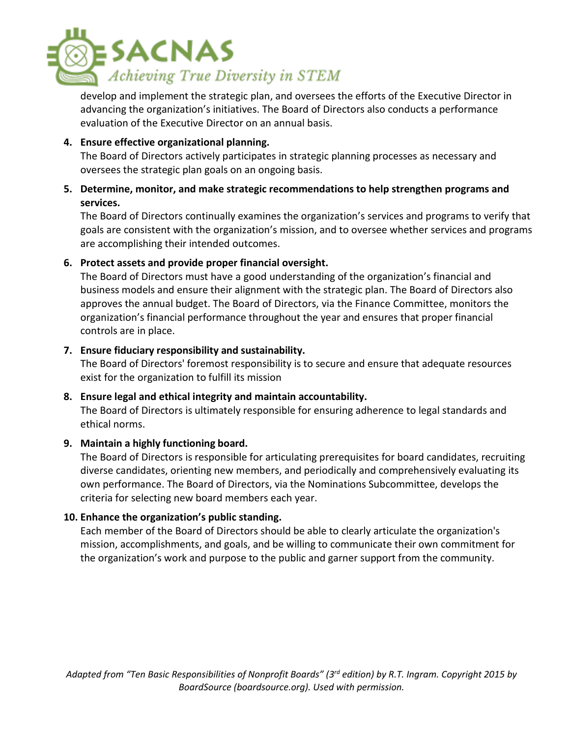develop and implement the strategic plan, and oversees the efforts of the Executive Director in advancing the organization's initiatives. The Board of Directors also conducts a performance evaluation of the Executive Director on an annual basis.

4. **Ensure effective organizational planning.**
   The Board of Directors actively participates in strategic planning processes as necessary and oversees the strategic plan goals on an ongoing basis.

5. **Determine, monitor, and make strategic recommendations to help strengthen programs and services.**
   The Board of Directors continually examines the organization's services and programs to verify that goals are consistent with the organization's mission, and to oversee whether services and programs are accomplishing their intended outcomes.

6. **Protect assets and provide proper financial oversight.**
   The Board of Directors must have a good understanding of the organization's financial and business models and ensure their alignment with the strategic plan. The Board of Directors also approves the annual budget. The Board of Directors, via the Finance Committee, monitors the organization's financial performance throughout the year and ensures that proper financial controls are in place.

7. **Ensure fiduciary responsibility and sustainability.**
   The Board of Directors' foremost responsibility is to secure and ensure that adequate resources exist for the organization to fulfill its mission

8. **Ensure legal and ethical integrity and maintain accountability.**
   The Board of Directors is ultimately responsible for ensuring adherence to legal standards and ethical norms.

9. **Maintain a highly functioning board.**
   The Board of Directors is responsible for articulating prerequisites for board candidates, recruiting diverse candidates, orienting new members, and periodically and comprehensively evaluating its own performance. The Board of Directors, via the Nominations Subcommittee, develops the criteria for selecting new board members each year.

10. **Enhance the organization's public standing.**
    Each member of the Board of Directors should be able to clearly articulate the organization's mission, accomplishments, and goals, and be willing to communicate their own commitment for the organization's work and purpose to the public and garner support from the community.

*Adapted from "Ten Basic Responsibilities of Nonprofit Boards" (3rd edition) by R.T. Ingram. Copyright 2015 by BoardSource (boardsource.org). Used with permission.*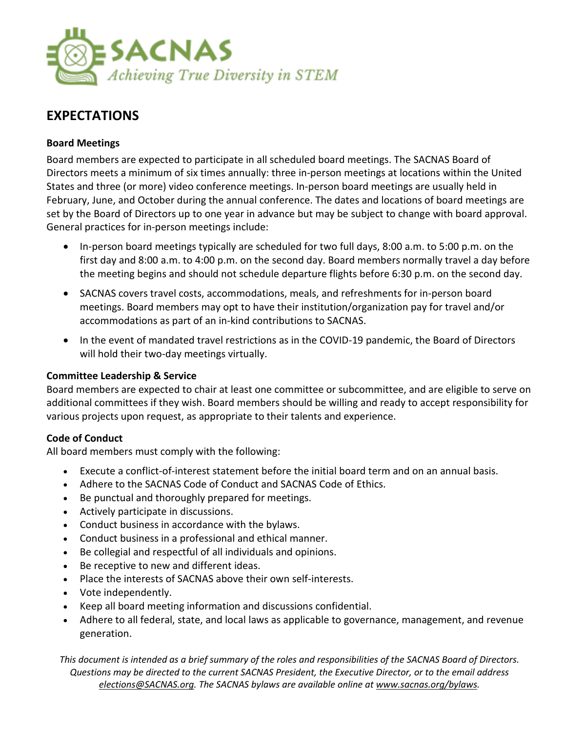SACNAS

*Achieving True Diversity in STEM*

## EXPECTATIONS

**Board Meetings**

Board members are expected to participate in all scheduled board meetings. The SACNAS Board of Directors meets a minimum of six times annually: three in-person meetings at locations within the United States and three (or more) video conference meetings. In-person board meetings are usually held in February, June, and October during the annual conference. The dates and locations of board meetings are set by the Board of Directors up to one year in advance but may be subject to change with board approval. General practices for in-person meetings include:

- In-person board meetings typically are scheduled for two full days, 8:00 a.m. to 5:00 p.m. on the first day and 8:00 a.m. to 4:00 p.m. on the second day. Board members normally travel a day before the meeting begins and should not schedule departure flights before 6:30 p.m. on the second day.
- SACNAS covers travel costs, accommodations, meals, and refreshments for in-person board meetings. Board members may opt to have their institution/organization pay for travel and/or accommodations as part of an in-kind contributions to SACNAS.
- In the event of mandated travel restrictions as in the COVID-19 pandemic, the Board of Directors will hold their two-day meetings virtually.

**Committee Leadership & Service**

Board members are expected to chair at least one committee or subcommittee, and are eligible to serve on additional committees if they wish. Board members should be willing and ready to accept responsibility for various projects upon request, as appropriate to their talents and experience.

**Code of Conduct**

All board members must comply with the following:

- Execute a conflict-of-interest statement before the initial board term and on an annual basis.
- Adhere to the SACNAS Code of Conduct and SACNAS Code of Ethics.
- Be punctual and thoroughly prepared for meetings.
- Actively participate in discussions.
- Conduct business in accordance with the bylaws.
- Conduct business in a professional and ethical manner.
- Be collegial and respectful of all individuals and opinions.
- Be receptive to new and different ideas.
- Place the interests of SACNAS above their own self-interests.
- Vote independently.
- Keep all board meeting information and discussions confidential.
- Adhere to all federal, state, and local laws as applicable to governance, management, and revenue generation.

*This document is intended as a brief summary of the roles and responsibilities of the SACNAS Board of Directors. Questions may be directed to the current SACNAS President, the Executive Director, or to the email address elections@SACNAS.org. The SACNAS bylaws are available online at www.sacnas.org/bylaws.*